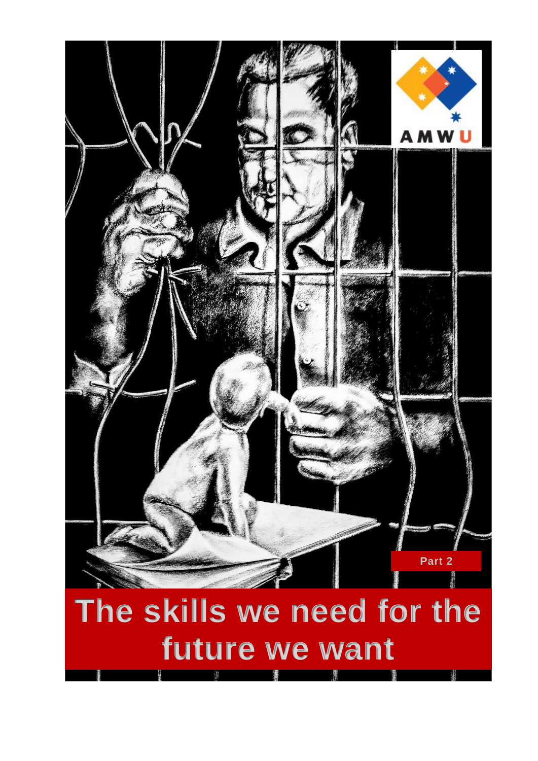AMWU

Part 2

# The skills we need for the future we want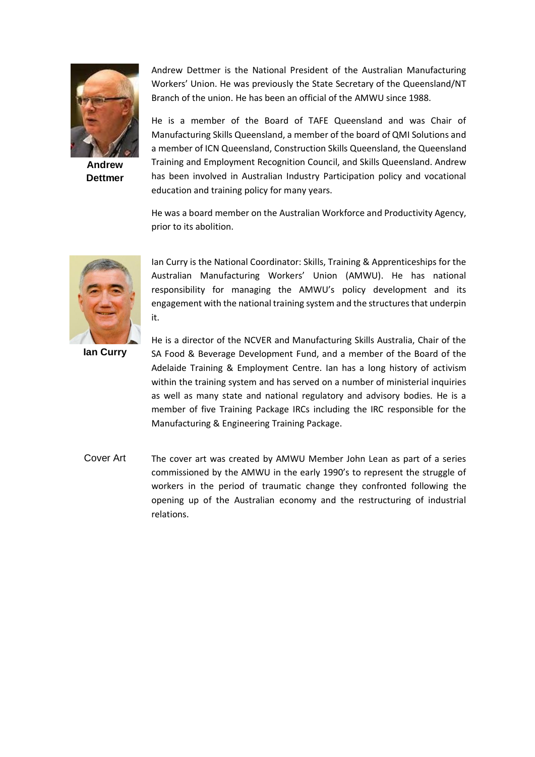**Andrew Dettmer**

Andrew Dettmer is the National President of the Australian Manufacturing Workers' Union. He was previously the State Secretary of the Queensland/NT Branch of the union. He has been an official of the AMWU since 1988.

He is a member of the Board of TAFE Queensland and was Chair of Manufacturing Skills Queensland, a member of the board of QMI Solutions and a member of ICN Queensland, Construction Skills Queensland, the Queensland Training and Employment Recognition Council, and Skills Queensland. Andrew has been involved in Australian Industry Participation policy and vocational education and training policy for many years.

He was a board member on the Australian Workforce and Productivity Agency, prior to its abolition.

**Ian Curry**

Ian Curry is the National Coordinator: Skills, Training & Apprenticeships for the Australian Manufacturing Workers' Union (AMWU). He has national responsibility for managing the AMWU's policy development and its engagement with the national training system and the structures that underpin it.

He is a director of the NCVER and Manufacturing Skills Australia, Chair of the SA Food & Beverage Development Fund, and a member of the Board of the Adelaide Training & Employment Centre. Ian has a long history of activism within the training system and has served on a number of ministerial inquiries as well as many state and national regulatory and advisory bodies. He is a member of five Training Package IRCs including the IRC responsible for the Manufacturing & Engineering Training Package.

Cover Art

The cover art was created by AMWU Member John Lean as part of a series commissioned by the AMWU in the early 1990's to represent the struggle of workers in the period of traumatic change they confronted following the opening up of the Australian economy and the restructuring of industrial relations.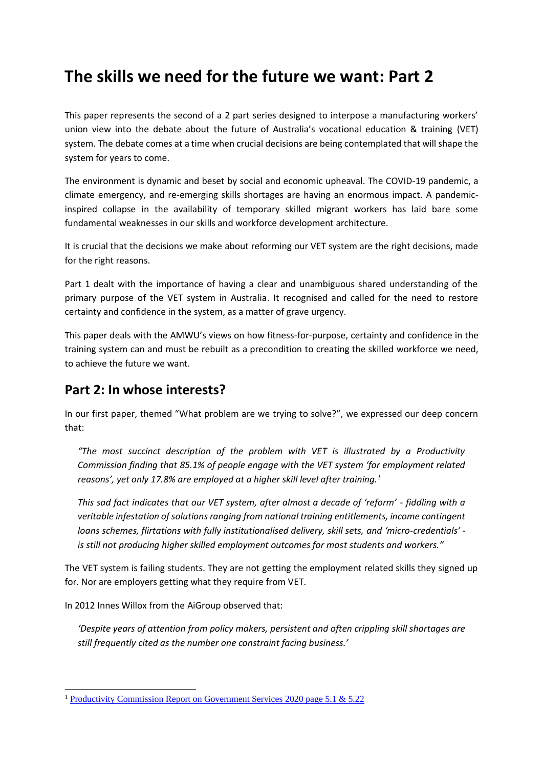# The skills we need for the future we want: Part 2

This paper represents the second of a 2 part series designed to interpose a manufacturing workers' union view into the debate about the future of Australia's vocational education & training (VET) system. The debate comes at a time when crucial decisions are being contemplated that will shape the system for years to come.

The environment is dynamic and beset by social and economic upheaval. The COVID-19 pandemic, a climate emergency, and re-emerging skills shortages are having an enormous impact. A pandemic-inspired collapse in the availability of temporary skilled migrant workers has laid bare some fundamental weaknesses in our skills and workforce development architecture.

It is crucial that the decisions we make about reforming our VET system are the right decisions, made for the right reasons.

Part 1 dealt with the importance of having a clear and unambiguous shared understanding of the primary purpose of the VET system in Australia. It recognised and called for the need to restore certainty and confidence in the system, as a matter of grave urgency.

This paper deals with the AMWU's views on how fitness-for-purpose, certainty and confidence in the training system can and must be rebuilt as a precondition to creating the skilled workforce we need, to achieve the future we want.

## Part 2: In whose interests?

In our first paper, themed "What problem are we trying to solve?", we expressed our deep concern that:

> *"The most succinct description of the problem with VET is illustrated by a Productivity Commission finding that 85.1% of people engage with the VET system 'for employment related reasons', yet only 17.8% are employed at a higher skill level after training.*[1]
>
> *This sad fact indicates that our VET system, after almost a decade of 'reform' - fiddling with a veritable infestation of solutions ranging from national training entitlements, income contingent loans schemes, flirtations with fully institutionalised delivery, skill sets, and 'micro-credentials' - is still not producing higher skilled employment outcomes for most students and workers."*

The VET system is failing students. They are not getting the employment related skills they signed up for. Nor are employers getting what they require from VET.

In 2012 Innes Willox from the AiGroup observed that:

> *'Despite years of attention from policy makers, persistent and often crippling skill shortages are still frequently cited as the number one constraint facing business.'*

---

[1] Productivity Commission Report on Government Services 2020 page 5.1 & 5.22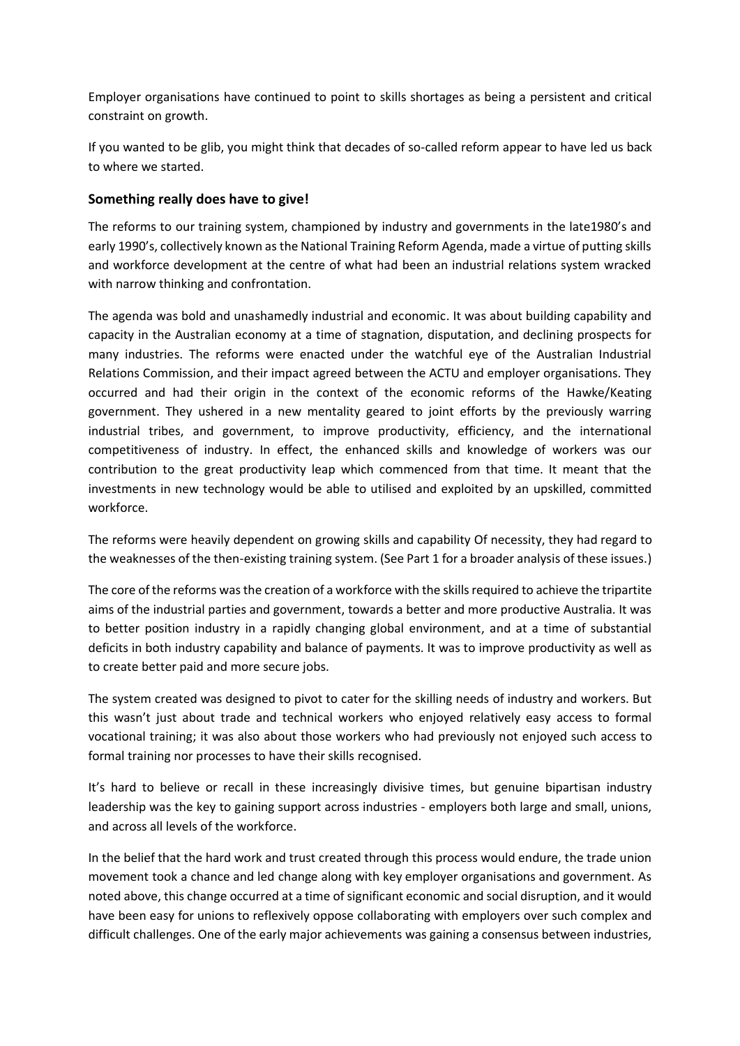Employer organisations have continued to point to skills shortages as being a persistent and critical constraint on growth.

If you wanted to be glib, you might think that decades of so-called reform appear to have led us back to where we started.

## Something really does have to give!

The reforms to our training system, championed by industry and governments in the late1980's and early 1990's, collectively known as the National Training Reform Agenda, made a virtue of putting skills and workforce development at the centre of what had been an industrial relations system wracked with narrow thinking and confrontation.

The agenda was bold and unashamedly industrial and economic. It was about building capability and capacity in the Australian economy at a time of stagnation, disputation, and declining prospects for many industries. The reforms were enacted under the watchful eye of the Australian Industrial Relations Commission, and their impact agreed between the ACTU and employer organisations. They occurred and had their origin in the context of the economic reforms of the Hawke/Keating government. They ushered in a new mentality geared to joint efforts by the previously warring industrial tribes, and government, to improve productivity, efficiency, and the international competitiveness of industry. In effect, the enhanced skills and knowledge of workers was our contribution to the great productivity leap which commenced from that time. It meant that the investments in new technology would be able to utilised and exploited by an upskilled, committed workforce.

The reforms were heavily dependent on growing skills and capability Of necessity, they had regard to the weaknesses of the then-existing training system. (See Part 1 for a broader analysis of these issues.)

The core of the reforms was the creation of a workforce with the skills required to achieve the tripartite aims of the industrial parties and government, towards a better and more productive Australia. It was to better position industry in a rapidly changing global environment, and at a time of substantial deficits in both industry capability and balance of payments. It was to improve productivity as well as to create better paid and more secure jobs.

The system created was designed to pivot to cater for the skilling needs of industry and workers. But this wasn't just about trade and technical workers who enjoyed relatively easy access to formal vocational training; it was also about those workers who had previously not enjoyed such access to formal training nor processes to have their skills recognised.

It's hard to believe or recall in these increasingly divisive times, but genuine bipartisan industry leadership was the key to gaining support across industries - employers both large and small, unions, and across all levels of the workforce.

In the belief that the hard work and trust created through this process would endure, the trade union movement took a chance and led change along with key employer organisations and government. As noted above, this change occurred at a time of significant economic and social disruption, and it would have been easy for unions to reflexively oppose collaborating with employers over such complex and difficult challenges. One of the early major achievements was gaining a consensus between industries,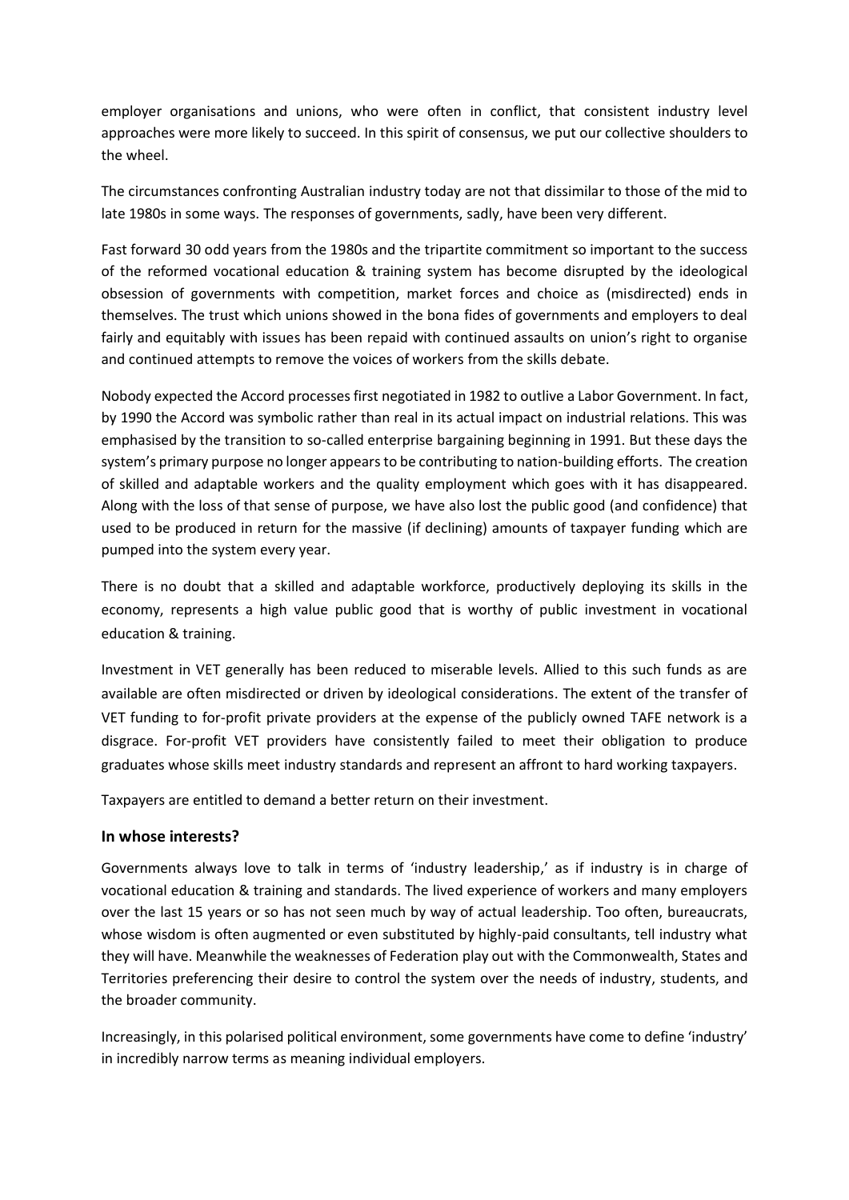employer organisations and unions, who were often in conflict, that consistent industry level approaches were more likely to succeed. In this spirit of consensus, we put our collective shoulders to the wheel.

The circumstances confronting Australian industry today are not that dissimilar to those of the mid to late 1980s in some ways. The responses of governments, sadly, have been very different.

Fast forward 30 odd years from the 1980s and the tripartite commitment so important to the success of the reformed vocational education & training system has become disrupted by the ideological obsession of governments with competition, market forces and choice as (misdirected) ends in themselves. The trust which unions showed in the bona fides of governments and employers to deal fairly and equitably with issues has been repaid with continued assaults on union's right to organise and continued attempts to remove the voices of workers from the skills debate.

Nobody expected the Accord processes first negotiated in 1982 to outlive a Labor Government. In fact, by 1990 the Accord was symbolic rather than real in its actual impact on industrial relations. This was emphasised by the transition to so-called enterprise bargaining beginning in 1991. But these days the system's primary purpose no longer appears to be contributing to nation-building efforts. The creation of skilled and adaptable workers and the quality employment which goes with it has disappeared. Along with the loss of that sense of purpose, we have also lost the public good (and confidence) that used to be produced in return for the massive (if declining) amounts of taxpayer funding which are pumped into the system every year.

There is no doubt that a skilled and adaptable workforce, productively deploying its skills in the economy, represents a high value public good that is worthy of public investment in vocational education & training.

Investment in VET generally has been reduced to miserable levels. Allied to this such funds as are available are often misdirected or driven by ideological considerations. The extent of the transfer of VET funding to for-profit private providers at the expense of the publicly owned TAFE network is a disgrace. For-profit VET providers have consistently failed to meet their obligation to produce graduates whose skills meet industry standards and represent an affront to hard working taxpayers.

Taxpayers are entitled to demand a better return on their investment.

### In whose interests?

Governments always love to talk in terms of 'industry leadership,' as if industry is in charge of vocational education & training and standards. The lived experience of workers and many employers over the last 15 years or so has not seen much by way of actual leadership. Too often, bureaucrats, whose wisdom is often augmented or even substituted by highly-paid consultants, tell industry what they will have. Meanwhile the weaknesses of Federation play out with the Commonwealth, States and Territories preferencing their desire to control the system over the needs of industry, students, and the broader community.

Increasingly, in this polarised political environment, some governments have come to define 'industry' in incredibly narrow terms as meaning individual employers.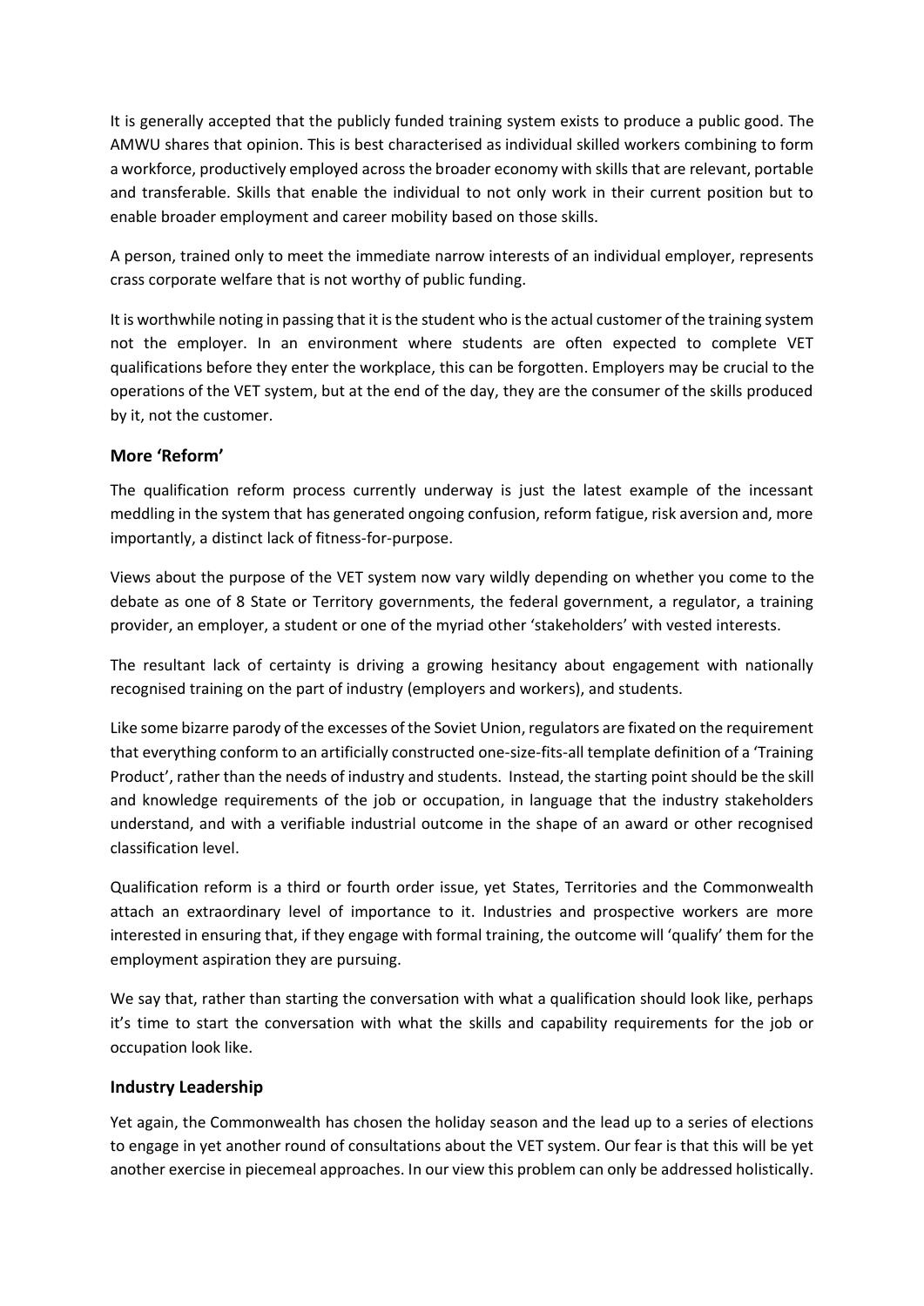It is generally accepted that the publicly funded training system exists to produce a public good. The AMWU shares that opinion. This is best characterised as individual skilled workers combining to form a workforce, productively employed across the broader economy with skills that are relevant, portable and transferable. Skills that enable the individual to not only work in their current position but to enable broader employment and career mobility based on those skills.

A person, trained only to meet the immediate narrow interests of an individual employer, represents crass corporate welfare that is not worthy of public funding.

It is worthwhile noting in passing that it is the student who is the actual customer of the training system not the employer. In an environment where students are often expected to complete VET qualifications before they enter the workplace, this can be forgotten. Employers may be crucial to the operations of the VET system, but at the end of the day, they are the consumer of the skills produced by it, not the customer.

## More 'Reform'

The qualification reform process currently underway is just the latest example of the incessant meddling in the system that has generated ongoing confusion, reform fatigue, risk aversion and, more importantly, a distinct lack of fitness-for-purpose.

Views about the purpose of the VET system now vary wildly depending on whether you come to the debate as one of 8 State or Territory governments, the federal government, a regulator, a training provider, an employer, a student or one of the myriad other 'stakeholders' with vested interests.

The resultant lack of certainty is driving a growing hesitancy about engagement with nationally recognised training on the part of industry (employers and workers), and students.

Like some bizarre parody of the excesses of the Soviet Union, regulators are fixated on the requirement that everything conform to an artificially constructed one-size-fits-all template definition of a 'Training Product', rather than the needs of industry and students. Instead, the starting point should be the skill and knowledge requirements of the job or occupation, in language that the industry stakeholders understand, and with a verifiable industrial outcome in the shape of an award or other recognised classification level.

Qualification reform is a third or fourth order issue, yet States, Territories and the Commonwealth attach an extraordinary level of importance to it. Industries and prospective workers are more interested in ensuring that, if they engage with formal training, the outcome will 'qualify' them for the employment aspiration they are pursuing.

We say that, rather than starting the conversation with what a qualification should look like, perhaps it's time to start the conversation with what the skills and capability requirements for the job or occupation look like.

## Industry Leadership

Yet again, the Commonwealth has chosen the holiday season and the lead up to a series of elections to engage in yet another round of consultations about the VET system. Our fear is that this will be yet another exercise in piecemeal approaches. In our view this problem can only be addressed holistically.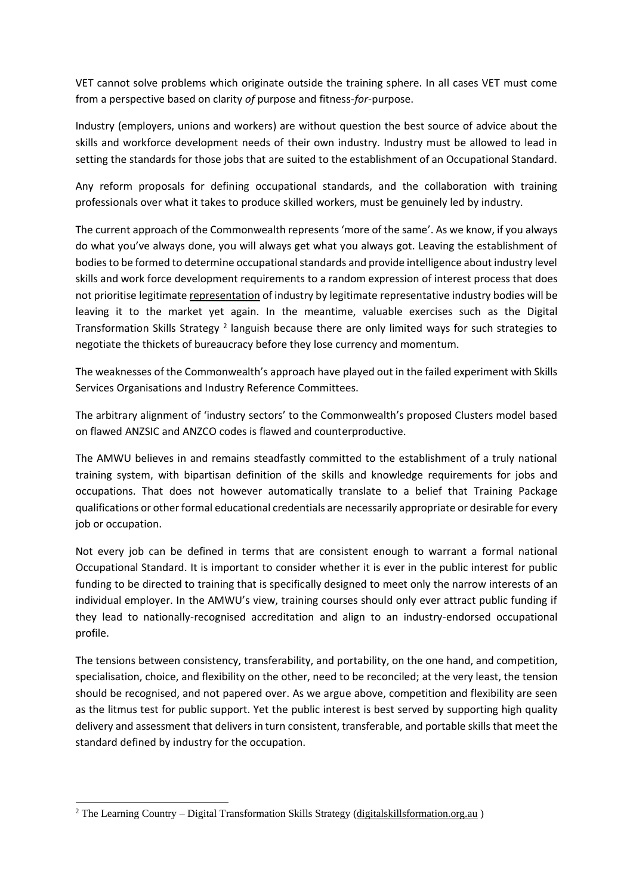VET cannot solve problems which originate outside the training sphere. In all cases VET must come from a perspective based on clarity *of* purpose and fitness-*for*-purpose.

Industry (employers, unions and workers) are without question the best source of advice about the skills and workforce development needs of their own industry. Industry must be allowed to lead in setting the standards for those jobs that are suited to the establishment of an Occupational Standard.

Any reform proposals for defining occupational standards, and the collaboration with training professionals over what it takes to produce skilled workers, must be genuinely led by industry.

The current approach of the Commonwealth represents 'more of the same'. As we know, if you always do what you've always done, you will always get what you always got. Leaving the establishment of bodies to be formed to determine occupational standards and provide intelligence about industry level skills and work force development requirements to a random expression of interest process that does not prioritise legitimate representation of industry by legitimate representative industry bodies will be leaving it to the market yet again. In the meantime, valuable exercises such as the Digital Transformation Skills Strategy [2] languish because there are only limited ways for such strategies to negotiate the thickets of bureaucracy before they lose currency and momentum.

The weaknesses of the Commonwealth's approach have played out in the failed experiment with Skills Services Organisations and Industry Reference Committees.

The arbitrary alignment of 'industry sectors' to the Commonwealth's proposed Clusters model based on flawed ANZSIC and ANZCO codes is flawed and counterproductive.

The AMWU believes in and remains steadfastly committed to the establishment of a truly national training system, with bipartisan definition of the skills and knowledge requirements for jobs and occupations. That does not however automatically translate to a belief that Training Package qualifications or other formal educational credentials are necessarily appropriate or desirable for every job or occupation.

Not every job can be defined in terms that are consistent enough to warrant a formal national Occupational Standard. It is important to consider whether it is ever in the public interest for public funding to be directed to training that is specifically designed to meet only the narrow interests of an individual employer. In the AMWU's view, training courses should only ever attract public funding if they lead to nationally-recognised accreditation and align to an industry-endorsed occupational profile.

The tensions between consistency, transferability, and portability, on the one hand, and competition, specialisation, choice, and flexibility on the other, need to be reconciled; at the very least, the tension should be recognised, and not papered over. As we argue above, competition and flexibility are seen as the litmus test for public support. Yet the public interest is best served by supporting high quality delivery and assessment that delivers in turn consistent, transferable, and portable skills that meet the standard defined by industry for the occupation.

---

[2] The Learning Country – Digital Transformation Skills Strategy (digitalskillsformation.org.au )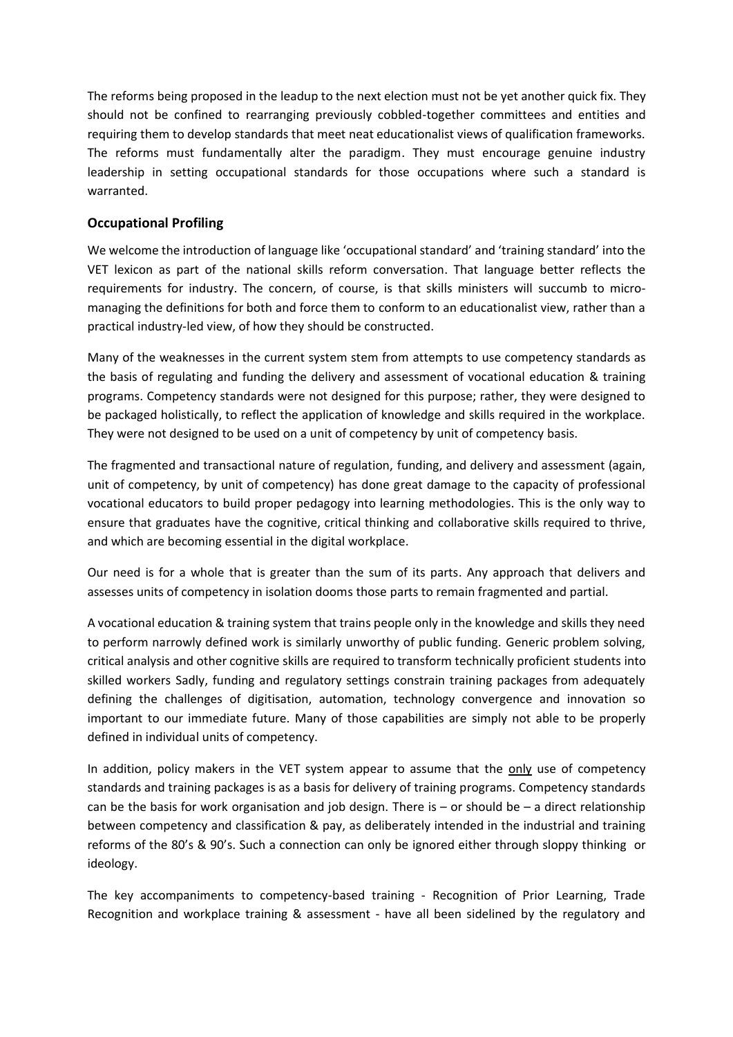The reforms being proposed in the leadup to the next election must not be yet another quick fix. They should not be confined to rearranging previously cobbled-together committees and entities and requiring them to develop standards that meet neat educationalist views of qualification frameworks. The reforms must fundamentally alter the paradigm. They must encourage genuine industry leadership in setting occupational standards for those occupations where such a standard is warranted.

## Occupational Profiling

We welcome the introduction of language like 'occupational standard' and 'training standard' into the VET lexicon as part of the national skills reform conversation. That language better reflects the requirements for industry. The concern, of course, is that skills ministers will succumb to micro-managing the definitions for both and force them to conform to an educationalist view, rather than a practical industry-led view, of how they should be constructed.

Many of the weaknesses in the current system stem from attempts to use competency standards as the basis of regulating and funding the delivery and assessment of vocational education & training programs. Competency standards were not designed for this purpose; rather, they were designed to be packaged holistically, to reflect the application of knowledge and skills required in the workplace. They were not designed to be used on a unit of competency by unit of competency basis.

The fragmented and transactional nature of regulation, funding, and delivery and assessment (again, unit of competency, by unit of competency) has done great damage to the capacity of professional vocational educators to build proper pedagogy into learning methodologies. This is the only way to ensure that graduates have the cognitive, critical thinking and collaborative skills required to thrive, and which are becoming essential in the digital workplace.

Our need is for a whole that is greater than the sum of its parts. Any approach that delivers and assesses units of competency in isolation dooms those parts to remain fragmented and partial.

A vocational education & training system that trains people only in the knowledge and skills they need to perform narrowly defined work is similarly unworthy of public funding. Generic problem solving, critical analysis and other cognitive skills are required to transform technically proficient students into skilled workers Sadly, funding and regulatory settings constrain training packages from adequately defining the challenges of digitisation, automation, technology convergence and innovation so important to our immediate future. Many of those capabilities are simply not able to be properly defined in individual units of competency.

In addition, policy makers in the VET system appear to assume that the <u>only</u> use of competency standards and training packages is as a basis for delivery of training programs. Competency standards can be the basis for work organisation and job design. There is – or should be – a direct relationship between competency and classification & pay, as deliberately intended in the industrial and training reforms of the 80's & 90's. Such a connection can only be ignored either through sloppy thinking or ideology.

The key accompaniments to competency-based training - Recognition of Prior Learning, Trade Recognition and workplace training & assessment - have all been sidelined by the regulatory and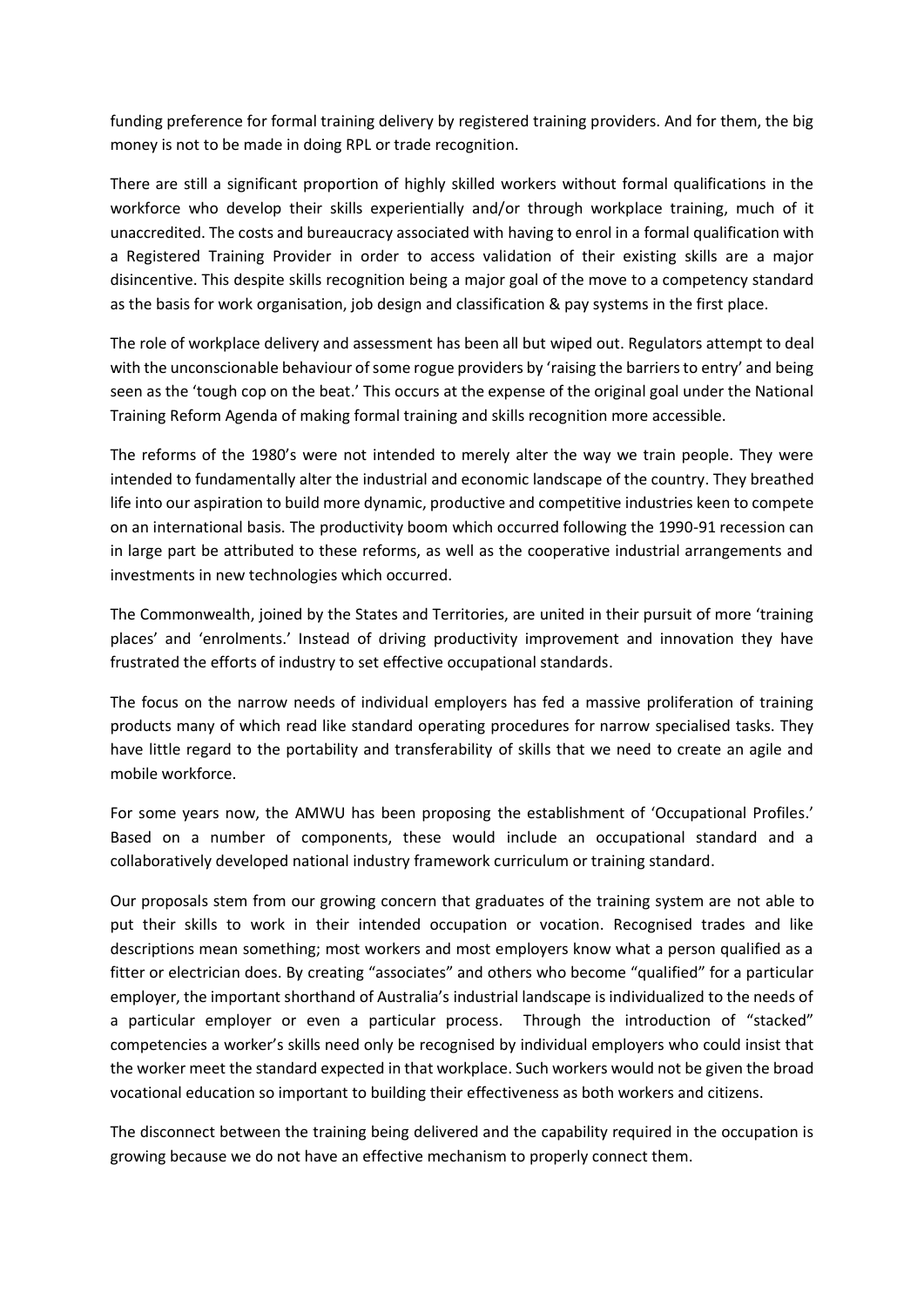funding preference for formal training delivery by registered training providers. And for them, the big money is not to be made in doing RPL or trade recognition.

There are still a significant proportion of highly skilled workers without formal qualifications in the workforce who develop their skills experientially and/or through workplace training, much of it unaccredited. The costs and bureaucracy associated with having to enrol in a formal qualification with a Registered Training Provider in order to access validation of their existing skills are a major disincentive. This despite skills recognition being a major goal of the move to a competency standard as the basis for work organisation, job design and classification & pay systems in the first place.

The role of workplace delivery and assessment has been all but wiped out. Regulators attempt to deal with the unconscionable behaviour of some rogue providers by 'raising the barriers to entry' and being seen as the 'tough cop on the beat.' This occurs at the expense of the original goal under the National Training Reform Agenda of making formal training and skills recognition more accessible.

The reforms of the 1980's were not intended to merely alter the way we train people. They were intended to fundamentally alter the industrial and economic landscape of the country. They breathed life into our aspiration to build more dynamic, productive and competitive industries keen to compete on an international basis. The productivity boom which occurred following the 1990-91 recession can in large part be attributed to these reforms, as well as the cooperative industrial arrangements and investments in new technologies which occurred.

The Commonwealth, joined by the States and Territories, are united in their pursuit of more 'training places' and 'enrolments.' Instead of driving productivity improvement and innovation they have frustrated the efforts of industry to set effective occupational standards.

The focus on the narrow needs of individual employers has fed a massive proliferation of training products many of which read like standard operating procedures for narrow specialised tasks. They have little regard to the portability and transferability of skills that we need to create an agile and mobile workforce.

For some years now, the AMWU has been proposing the establishment of 'Occupational Profiles.' Based on a number of components, these would include an occupational standard and a collaboratively developed national industry framework curriculum or training standard.

Our proposals stem from our growing concern that graduates of the training system are not able to put their skills to work in their intended occupation or vocation. Recognised trades and like descriptions mean something; most workers and most employers know what a person qualified as a fitter or electrician does. By creating "associates" and others who become "qualified" for a particular employer, the important shorthand of Australia's industrial landscape is individualized to the needs of a particular employer or even a particular process. Through the introduction of "stacked" competencies a worker's skills need only be recognised by individual employers who could insist that the worker meet the standard expected in that workplace. Such workers would not be given the broad vocational education so important to building their effectiveness as both workers and citizens.

The disconnect between the training being delivered and the capability required in the occupation is growing because we do not have an effective mechanism to properly connect them.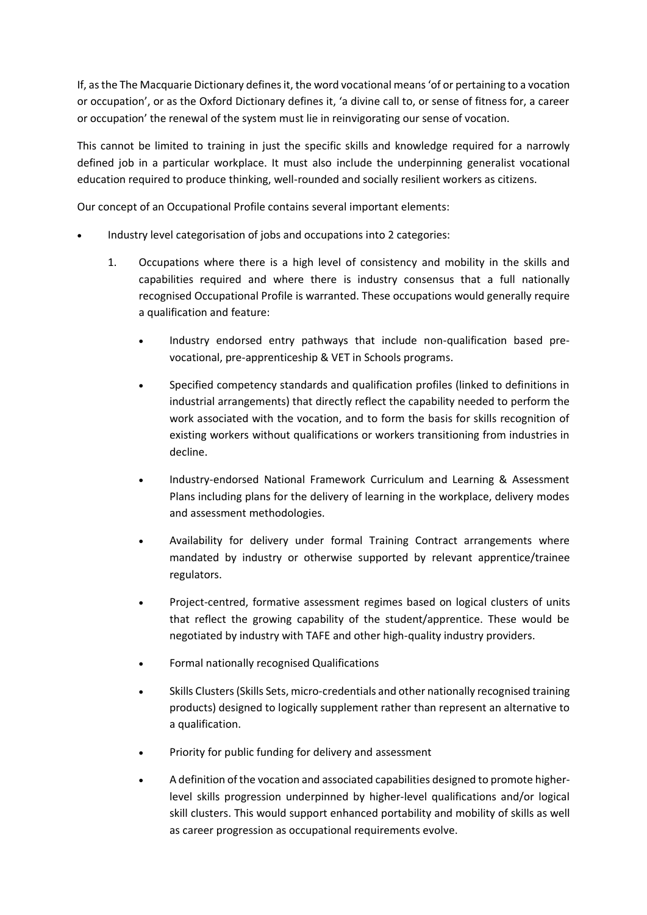If, as the The Macquarie Dictionary defines it, the word vocational means 'of or pertaining to a vocation or occupation', or as the Oxford Dictionary defines it, 'a divine call to, or sense of fitness for, a career or occupation' the renewal of the system must lie in reinvigorating our sense of vocation.

This cannot be limited to training in just the specific skills and knowledge required for a narrowly defined job in a particular workplace. It must also include the underpinning generalist vocational education required to produce thinking, well-rounded and socially resilient workers as citizens.

Our concept of an Occupational Profile contains several important elements:

- Industry level categorisation of jobs and occupations into 2 categories:
    1. Occupations where there is a high level of consistency and mobility in the skills and capabilities required and where there is industry consensus that a full nationally recognised Occupational Profile is warranted. These occupations would generally require a qualification and feature:
        - Industry endorsed entry pathways that include non-qualification based pre-vocational, pre-apprenticeship & VET in Schools programs.
        - Specified competency standards and qualification profiles (linked to definitions in industrial arrangements) that directly reflect the capability needed to perform the work associated with the vocation, and to form the basis for skills recognition of existing workers without qualifications or workers transitioning from industries in decline.
        - Industry-endorsed National Framework Curriculum and Learning & Assessment Plans including plans for the delivery of learning in the workplace, delivery modes and assessment methodologies.
        - Availability for delivery under formal Training Contract arrangements where mandated by industry or otherwise supported by relevant apprentice/trainee regulators.
        - Project-centred, formative assessment regimes based on logical clusters of units that reflect the growing capability of the student/apprentice. These would be negotiated by industry with TAFE and other high-quality industry providers.
        - Formal nationally recognised Qualifications
        - Skills Clusters (Skills Sets, micro-credentials and other nationally recognised training products) designed to logically supplement rather than represent an alternative to a qualification.
        - Priority for public funding for delivery and assessment
        - A definition of the vocation and associated capabilities designed to promote higher-level skills progression underpinned by higher-level qualifications and/or logical skill clusters. This would support enhanced portability and mobility of skills as well as career progression as occupational requirements evolve.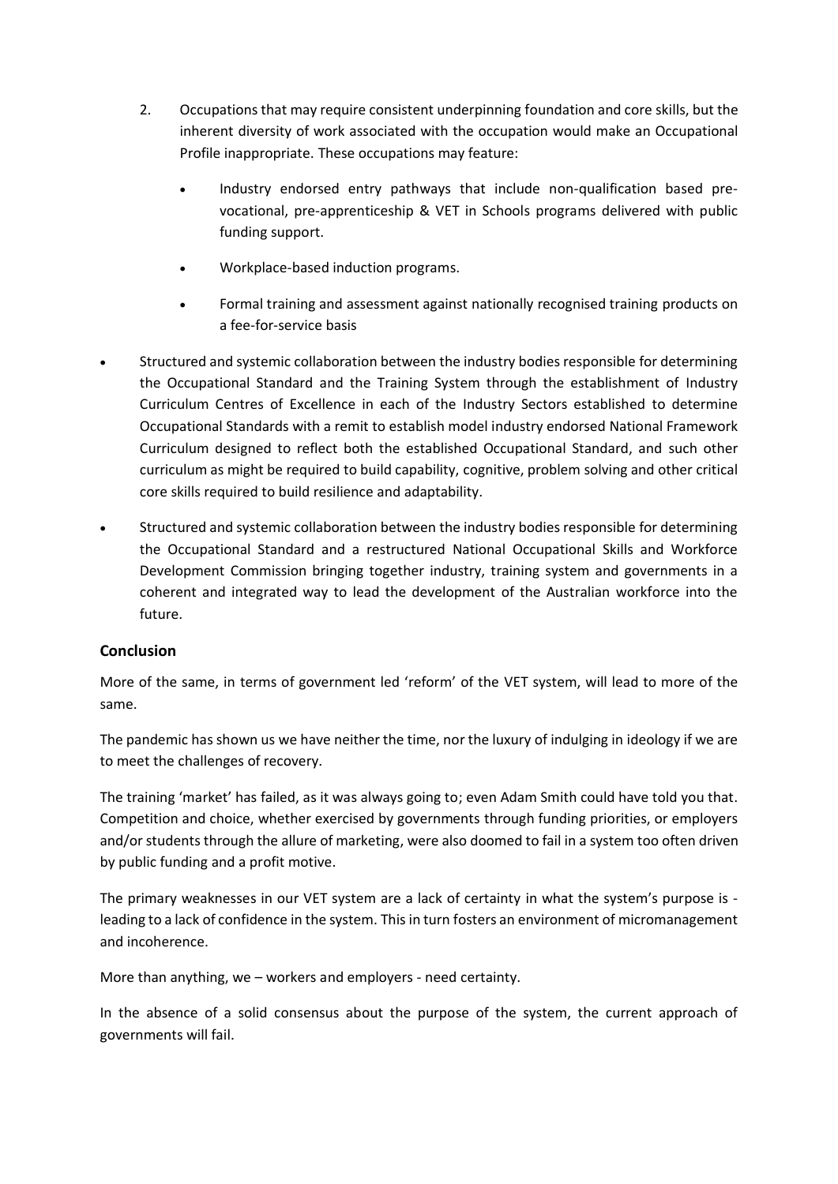2. Occupations that may require consistent underpinning foundation and core skills, but the inherent diversity of work associated with the occupation would make an Occupational Profile inappropriate. These occupations may feature:

    - Industry endorsed entry pathways that include non-qualification based pre-vocational, pre-apprenticeship & VET in Schools programs delivered with public funding support.
    - Workplace-based induction programs.
    - Formal training and assessment against nationally recognised training products on a fee-for-service basis

- Structured and systemic collaboration between the industry bodies responsible for determining the Occupational Standard and the Training System through the establishment of Industry Curriculum Centres of Excellence in each of the Industry Sectors established to determine Occupational Standards with a remit to establish model industry endorsed National Framework Curriculum designed to reflect both the established Occupational Standard, and such other curriculum as might be required to build capability, cognitive, problem solving and other critical core skills required to build resilience and adaptability.
- Structured and systemic collaboration between the industry bodies responsible for determining the Occupational Standard and a restructured National Occupational Skills and Workforce Development Commission bringing together industry, training system and governments in a coherent and integrated way to lead the development of the Australian workforce into the future.

## Conclusion

More of the same, in terms of government led 'reform' of the VET system, will lead to more of the same.

The pandemic has shown us we have neither the time, nor the luxury of indulging in ideology if we are to meet the challenges of recovery.

The training 'market' has failed, as it was always going to; even Adam Smith could have told you that. Competition and choice, whether exercised by governments through funding priorities, or employers and/or students through the allure of marketing, were also doomed to fail in a system too often driven by public funding and a profit motive.

The primary weaknesses in our VET system are a lack of certainty in what the system's purpose is - leading to a lack of confidence in the system. This in turn fosters an environment of micromanagement and incoherence.

More than anything, we – workers and employers - need certainty.

In the absence of a solid consensus about the purpose of the system, the current approach of governments will fail.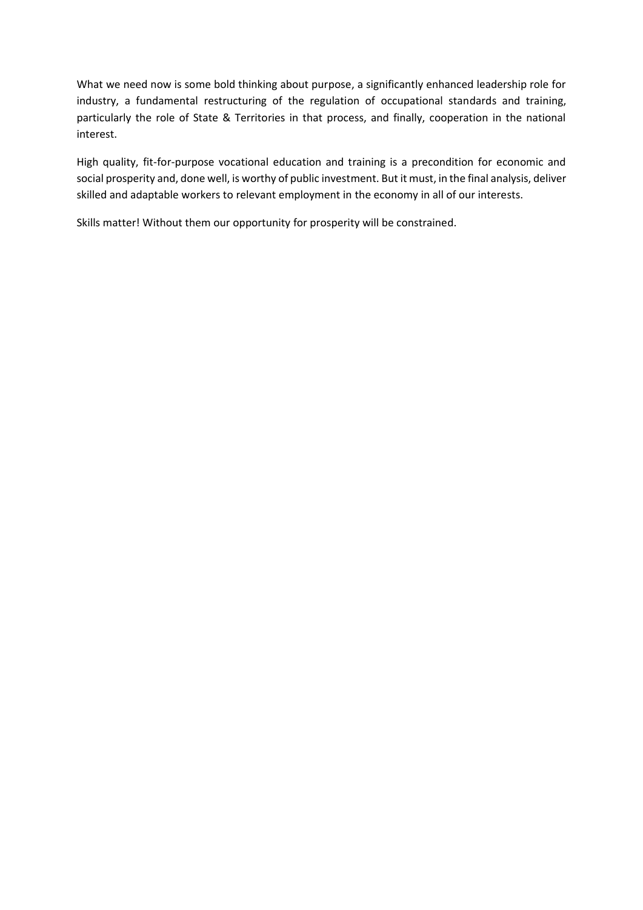What we need now is some bold thinking about purpose, a significantly enhanced leadership role for industry, a fundamental restructuring of the regulation of occupational standards and training, particularly the role of State & Territories in that process, and finally, cooperation in the national interest.

High quality, fit-for-purpose vocational education and training is a precondition for economic and social prosperity and, done well, is worthy of public investment. But it must, in the final analysis, deliver skilled and adaptable workers to relevant employment in the economy in all of our interests.

Skills matter! Without them our opportunity for prosperity will be constrained.